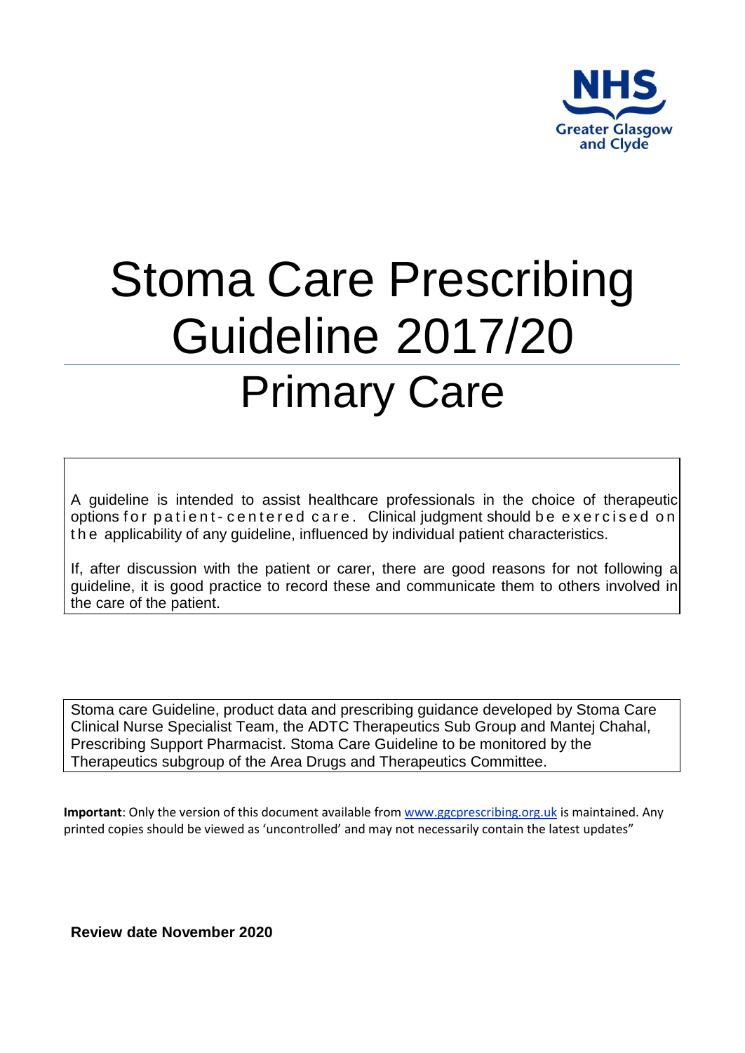NHS Greater Glasgow and Clyde

# Stoma Care Prescribing Guideline 2017/20

## Primary Care

A guideline is intended to assist healthcare professionals in the choice of therapeutic options for patient-centered care. Clinical judgment should be exercised on the applicability of any guideline, influenced by individual patient characteristics.

If, after discussion with the patient or carer, there are good reasons for not following a guideline, it is good practice to record these and communicate them to others involved in the care of the patient.

Stoma care Guideline, product data and prescribing guidance developed by Stoma Care Clinical Nurse Specialist Team, the ADTC Therapeutics Sub Group and Mantej Chahal, Prescribing Support Pharmacist. Stoma Care Guideline to be monitored by the Therapeutics subgroup of the Area Drugs and Therapeutics Committee.

**Important**: Only the version of this document available from www.ggcprescribing.org.uk is maintained. Any printed copies should be viewed as 'uncontrolled' and may not necessarily contain the latest updates"

**Review date November 2020**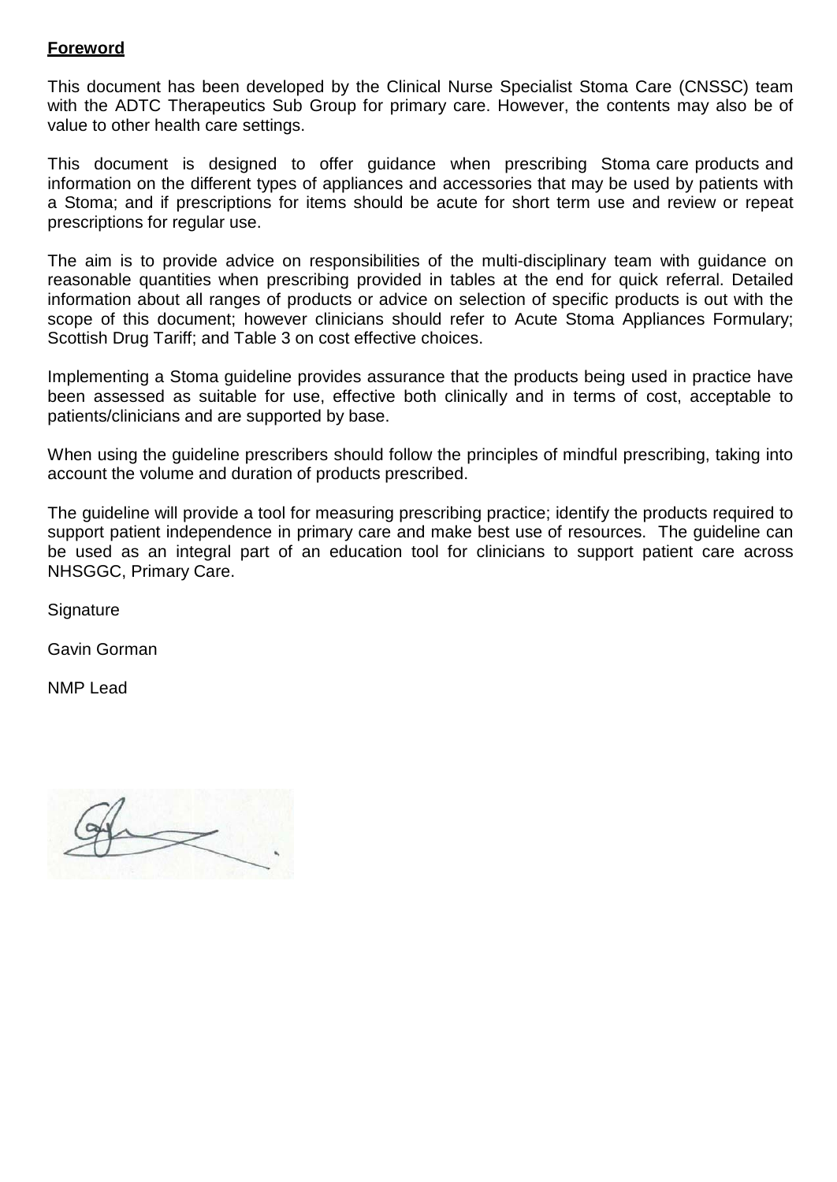**Foreword**

This document has been developed by the Clinical Nurse Specialist Stoma Care (CNSSC) team with the ADTC Therapeutics Sub Group for primary care. However, the contents may also be of value to other health care settings.

This document is designed to offer guidance when prescribing Stoma care products and information on the different types of appliances and accessories that may be used by patients with a Stoma; and if prescriptions for items should be acute for short term use and review or repeat prescriptions for regular use.

The aim is to provide advice on responsibilities of the multi-disciplinary team with guidance on reasonable quantities when prescribing provided in tables at the end for quick referral. Detailed information about all ranges of products or advice on selection of specific products is out with the scope of this document; however clinicians should refer to Acute Stoma Appliances Formulary; Scottish Drug Tariff; and Table 3 on cost effective choices.

Implementing a Stoma guideline provides assurance that the products being used in practice have been assessed as suitable for use, effective both clinically and in terms of cost, acceptable to patients/clinicians and are supported by base.

When using the guideline prescribers should follow the principles of mindful prescribing, taking into account the volume and duration of products prescribed.

The guideline will provide a tool for measuring prescribing practice; identify the products required to support patient independence in primary care and make best use of resources. The guideline can be used as an integral part of an education tool for clinicians to support patient care across NHSGGC, Primary Care.

Signature

Gavin Gorman

NMP Lead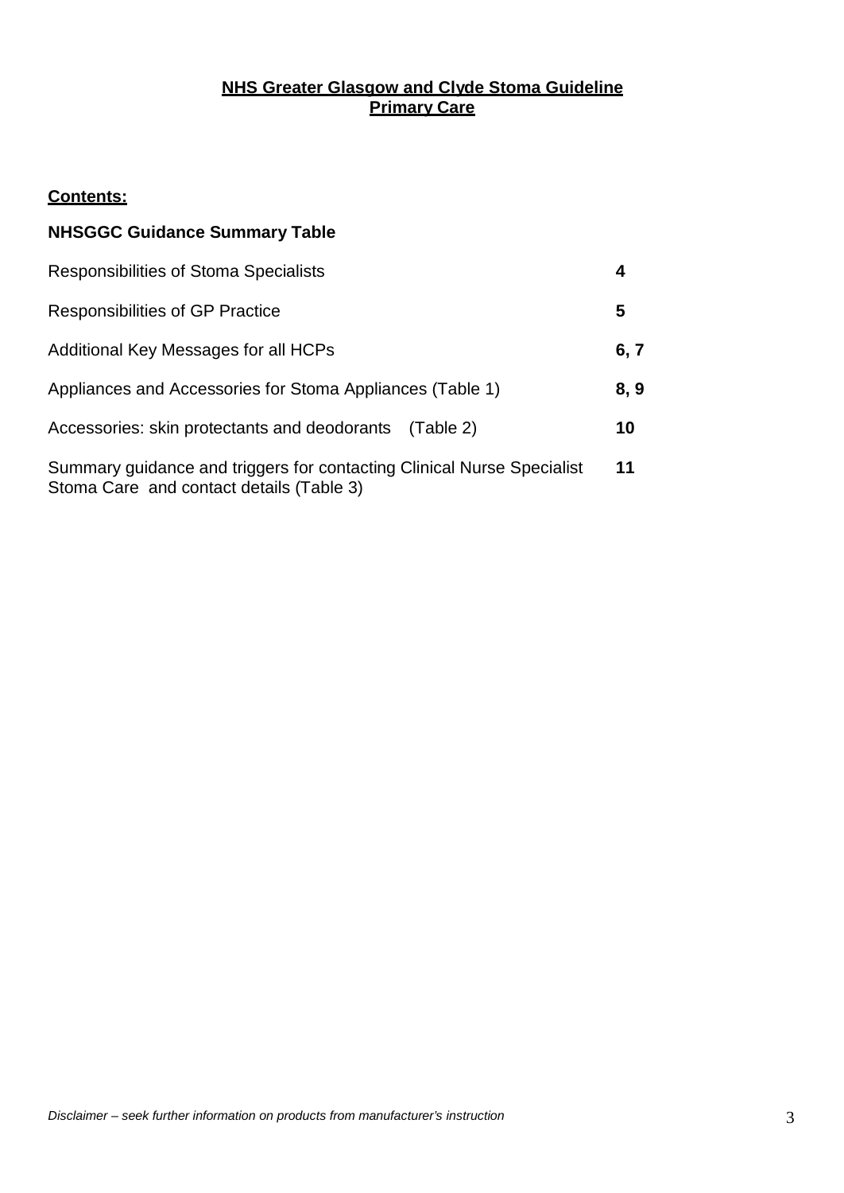# NHS Greater Glasgow and Clyde Stoma Guideline
## Primary Care

**Contents:**

**NHSGGC Guidance Summary Table**

| | |
|---|---|
| Responsibilities of Stoma Specialists | **4** |
| Responsibilities of GP Practice | **5** |
| Additional Key Messages for all HCPs | **6, 7** |
| Appliances and Accessories for Stoma Appliances (Table 1) | **8, 9** |
| Accessories: skin protectants and deodorants (Table 2) | **10** |
| Summary guidance and triggers for contacting Clinical Nurse Specialist Stoma Care and contact details (Table 3) | **11** |

*Disclaimer – seek further information on products from manufacturer's instruction*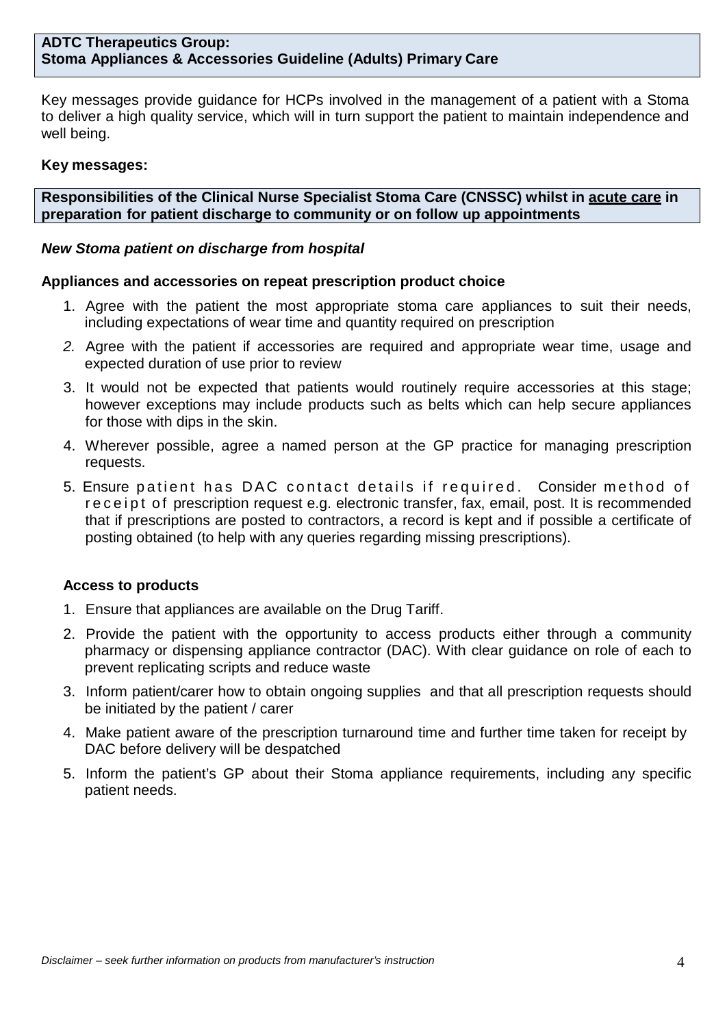**ADTC Therapeutics Group:**
**Stoma Appliances & Accessories Guideline (Adults) Primary Care**

Key messages provide guidance for HCPs involved in the management of a patient with a Stoma to deliver a high quality service, which will in turn support the patient to maintain independence and well being.

**Key messages:**

**Responsibilities of the Clinical Nurse Specialist Stoma Care (CNSSC) whilst in <u>acute care</u> in preparation for patient discharge to community or on follow up appointments**

***New Stoma patient on discharge from hospital***

**Appliances and accessories on repeat prescription product choice**

1. Agree with the patient the most appropriate stoma care appliances to suit their needs, including expectations of wear time and quantity required on prescription
2. Agree with the patient if accessories are required and appropriate wear time, usage and expected duration of use prior to review
3. It would not be expected that patients would routinely require accessories at this stage; however exceptions may include products such as belts which can help secure appliances for those with dips in the skin.
4. Wherever possible, agree a named person at the GP practice for managing prescription requests.
5. Ensure patient has DAC contact details if required. Consider method of receipt of prescription request e.g. electronic transfer, fax, email, post. It is recommended that if prescriptions are posted to contractors, a record is kept and if possible a certificate of posting obtained (to help with any queries regarding missing prescriptions).

**Access to products**

1. Ensure that appliances are available on the Drug Tariff.
2. Provide the patient with the opportunity to access products either through a community pharmacy or dispensing appliance contractor (DAC). With clear guidance on role of each to prevent replicating scripts and reduce waste
3. Inform patient/carer how to obtain ongoing supplies and that all prescription requests should be initiated by the patient / carer
4. Make patient aware of the prescription turnaround time and further time taken for receipt by DAC before delivery will be despatched
5. Inform the patient's GP about their Stoma appliance requirements, including any specific patient needs.

*Disclaimer – seek further information on products from manufacturer's instruction*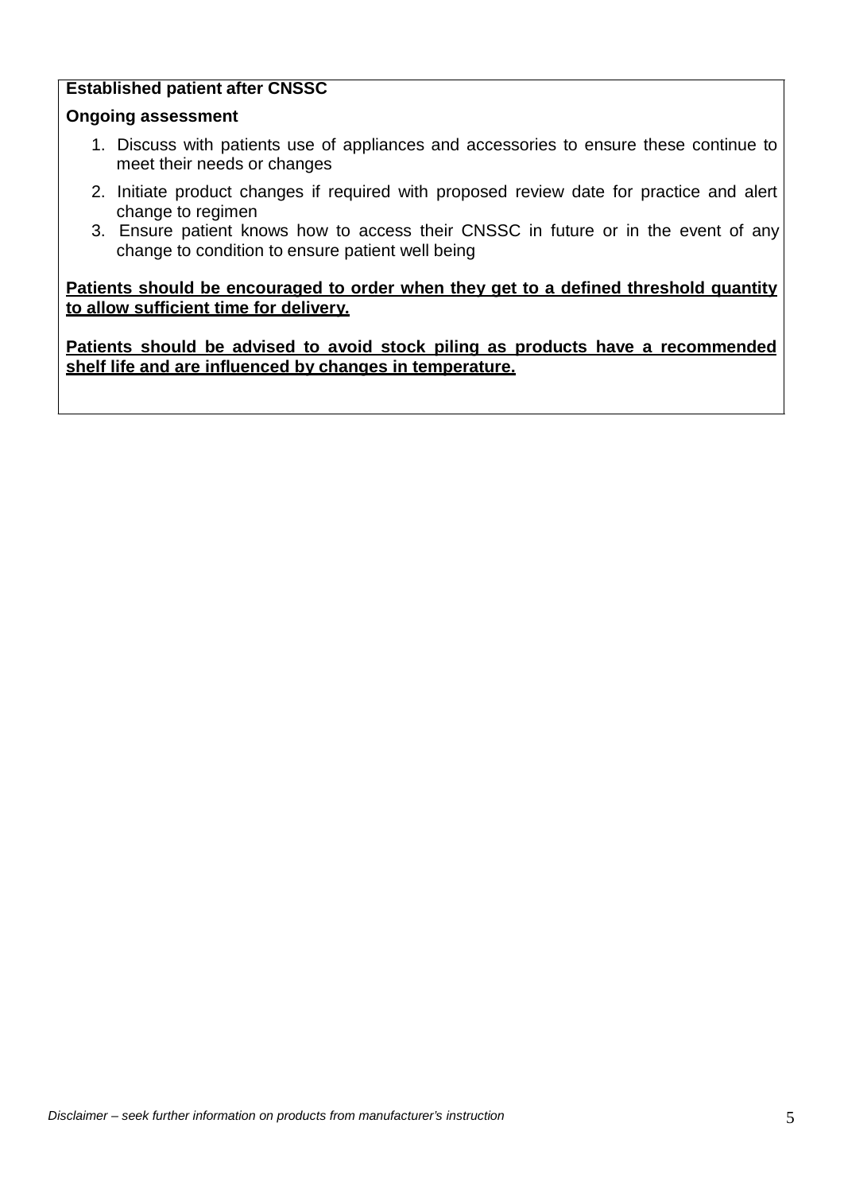**Established patient after CNSSC**

**Ongoing assessment**

1. Discuss with patients use of appliances and accessories to ensure these continue to meet their needs or changes
2. Initiate product changes if required with proposed review date for practice and alert change to regimen
3. Ensure patient knows how to access their CNSSC in future or in the event of any change to condition to ensure patient well being

**<u>Patients should be encouraged to order when they get to a defined threshold quantity to allow sufficient time for delivery.</u>**

**<u>Patients should be advised to avoid stock piling as products have a recommended shelf life and are influenced by changes in temperature.</u>**

*Disclaimer – seek further information on products from manufacturer's instruction*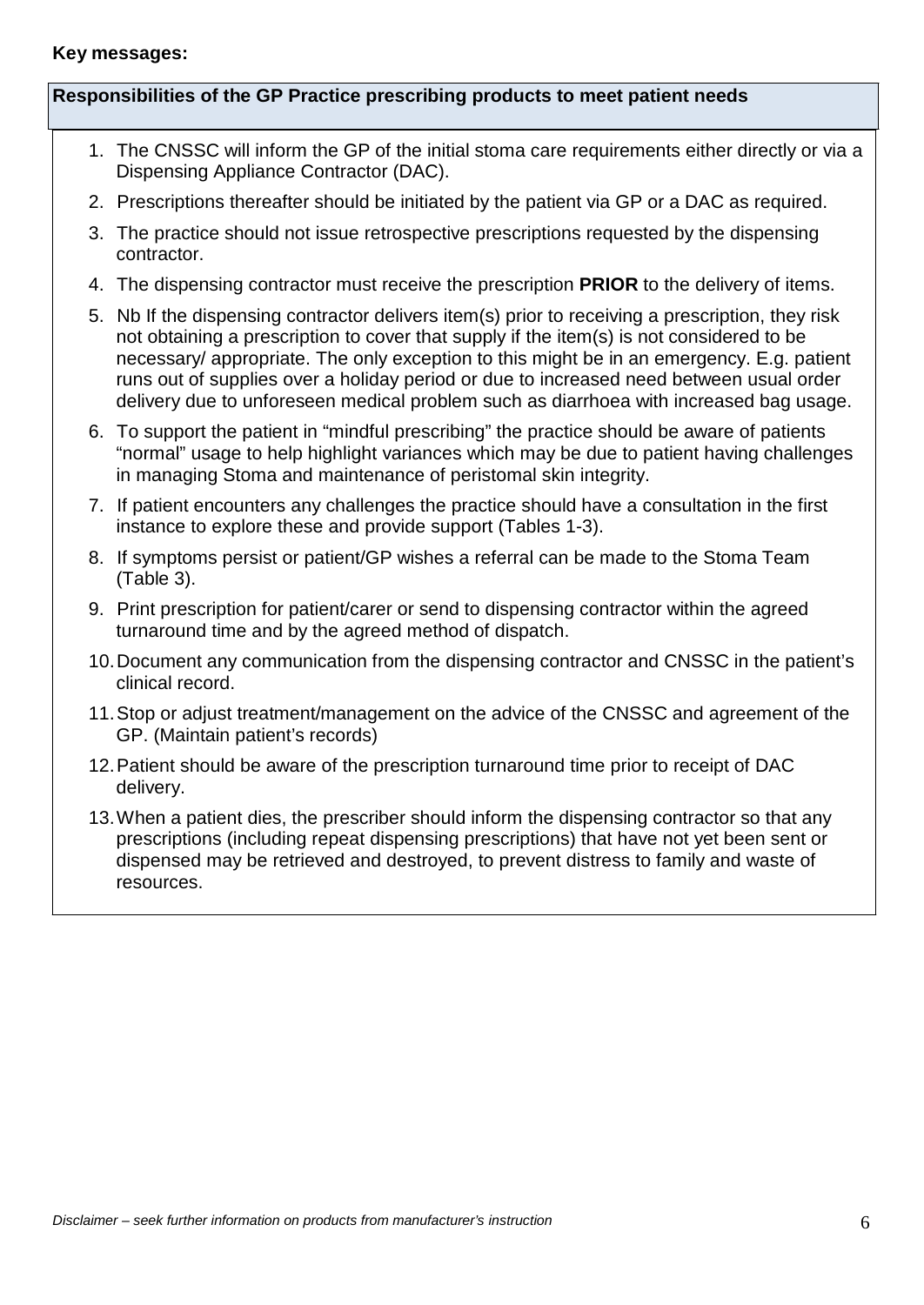**Key messages:**

### Responsibilities of the GP Practice prescribing products to meet patient needs

1. The CNSSC will inform the GP of the initial stoma care requirements either directly or via a Dispensing Appliance Contractor (DAC).
2. Prescriptions thereafter should be initiated by the patient via GP or a DAC as required.
3. The practice should not issue retrospective prescriptions requested by the dispensing contractor.
4. The dispensing contractor must receive the prescription **PRIOR** to the delivery of items.
5. Nb If the dispensing contractor delivers item(s) prior to receiving a prescription, they risk not obtaining a prescription to cover that supply if the item(s) is not considered to be necessary/ appropriate. The only exception to this might be in an emergency. E.g. patient runs out of supplies over a holiday period or due to increased need between usual order delivery due to unforeseen medical problem such as diarrhoea with increased bag usage.
6. To support the patient in "mindful prescribing" the practice should be aware of patients "normal" usage to help highlight variances which may be due to patient having challenges in managing Stoma and maintenance of peristomal skin integrity.
7. If patient encounters any challenges the practice should have a consultation in the first instance to explore these and provide support (Tables 1-3).
8. If symptoms persist or patient/GP wishes a referral can be made to the Stoma Team (Table 3).
9. Print prescription for patient/carer or send to dispensing contractor within the agreed turnaround time and by the agreed method of dispatch.
10. Document any communication from the dispensing contractor and CNSSC in the patient's clinical record.
11. Stop or adjust treatment/management on the advice of the CNSSC and agreement of the GP. (Maintain patient's records)
12. Patient should be aware of the prescription turnaround time prior to receipt of DAC delivery.
13. When a patient dies, the prescriber should inform the dispensing contractor so that any prescriptions (including repeat dispensing prescriptions) that have not yet been sent or dispensed may be retrieved and destroyed, to prevent distress to family and waste of resources.

*Disclaimer – seek further information on products from manufacturer's instruction*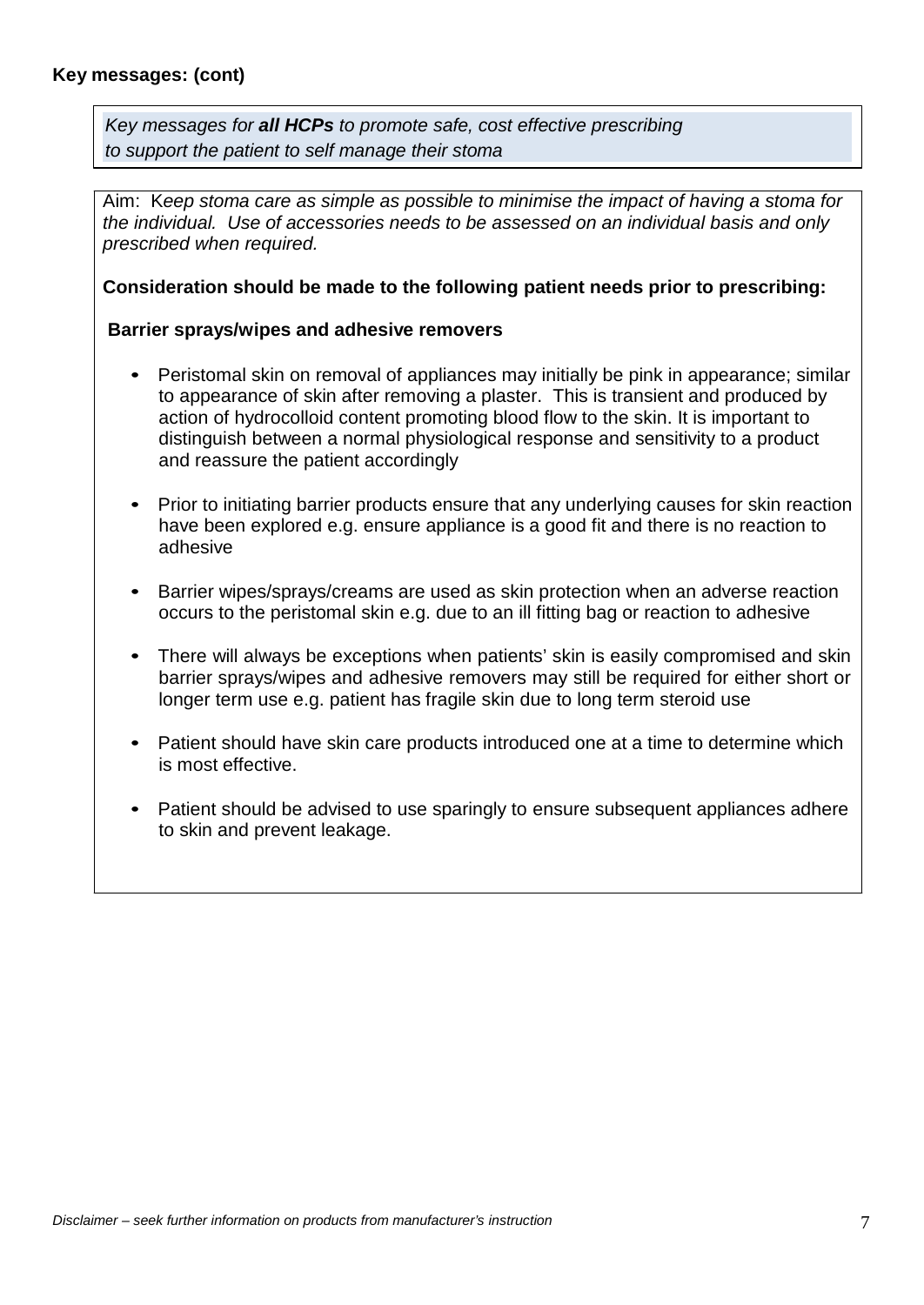**Key messages: (cont)**

*Key messages for **all HCPs** to promote safe, cost effective prescribing to support the patient to self manage their stoma*

Aim: *Keep stoma care as simple as possible to minimise the impact of having a stoma for the individual. Use of accessories needs to be assessed on an individual basis and only prescribed when required.*

**Consideration should be made to the following patient needs prior to prescribing:**

**Barrier sprays/wipes and adhesive removers**

- Peristomal skin on removal of appliances may initially be pink in appearance; similar to appearance of skin after removing a plaster. This is transient and produced by action of hydrocolloid content promoting blood flow to the skin. It is important to distinguish between a normal physiological response and sensitivity to a product and reassure the patient accordingly
- Prior to initiating barrier products ensure that any underlying causes for skin reaction have been explored e.g. ensure appliance is a good fit and there is no reaction to adhesive
- Barrier wipes/sprays/creams are used as skin protection when an adverse reaction occurs to the peristomal skin e.g. due to an ill fitting bag or reaction to adhesive
- There will always be exceptions when patients' skin is easily compromised and skin barrier sprays/wipes and adhesive removers may still be required for either short or longer term use e.g. patient has fragile skin due to long term steroid use
- Patient should have skin care products introduced one at a time to determine which is most effective.
- Patient should be advised to use sparingly to ensure subsequent appliances adhere to skin and prevent leakage.

*Disclaimer – seek further information on products from manufacturer's instruction*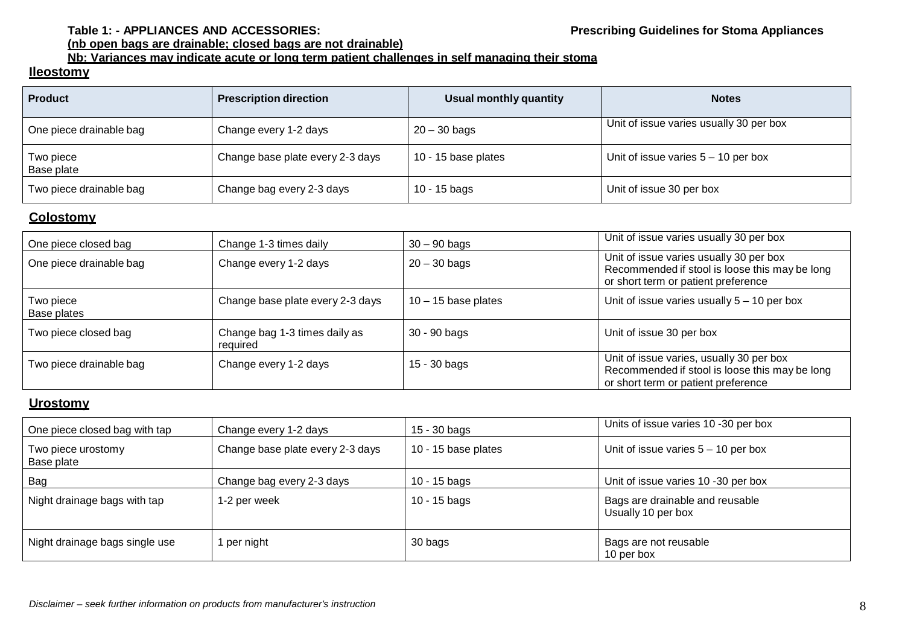**Table 1: - APPLIANCES AND ACCESSORIES:**

**Prescribing Guidelines for Stoma Appliances**

**(nb open bags are drainable; closed bags are not drainable)**

**Nb: Variances may indicate acute or long term patient challenges in self managing their stoma**

## Ileostomy

| Product | Prescription direction | Usual monthly quantity | Notes |
|---|---|---|---|
| One piece drainable bag | Change every 1-2 days | 20 – 30 bags | Unit of issue varies usually 30 per box |
| Two piece Base plate | Change base plate every 2-3 days | 10 - 15 base plates | Unit of issue varies 5 – 10 per box |
| Two piece drainable bag | Change bag every 2-3 days | 10 - 15 bags | Unit of issue 30 per box |

## Colostomy

| Product | Prescription direction | Usual monthly quantity | Notes |
|---|---|---|---|
| One piece closed bag | Change 1-3 times daily | 30 – 90 bags | Unit of issue varies usually 30 per box |
| One piece drainable bag | Change every 1-2 days | 20 – 30 bags | Unit of issue varies usually 30 per box Recommended if stool is loose this may be long or short term or patient preference |
| Two piece Base plates | Change base plate every 2-3 days | 10 – 15 base plates | Unit of issue varies usually 5 – 10 per box |
| Two piece closed bag | Change bag 1-3 times daily as required | 30 - 90 bags | Unit of issue 30 per box |
| Two piece drainable bag | Change every 1-2 days | 15 - 30 bags | Unit of issue varies, usually 30 per box Recommended if stool is loose this may be long or short term or patient preference |

## Urostomy

| Product | Prescription direction | Usual monthly quantity | Notes |
|---|---|---|---|
| One piece closed bag with tap | Change every 1-2 days | 15 - 30 bags | Units of issue varies 10 -30 per box |
| Two piece urostomy Base plate | Change base plate every 2-3 days | 10 - 15 base plates | Unit of issue varies 5 – 10 per box |
| Bag | Change bag every 2-3 days | 10 - 15 bags | Unit of issue varies 10 -30 per box |
| Night drainage bags with tap | 1-2 per week | 10 - 15 bags | Bags are drainable and reusable Usually 10 per box |
| Night drainage bags single use | 1 per night | 30 bags | Bags are not reusable 10 per box |

*Disclaimer – seek further information on products from manufacturer's instruction*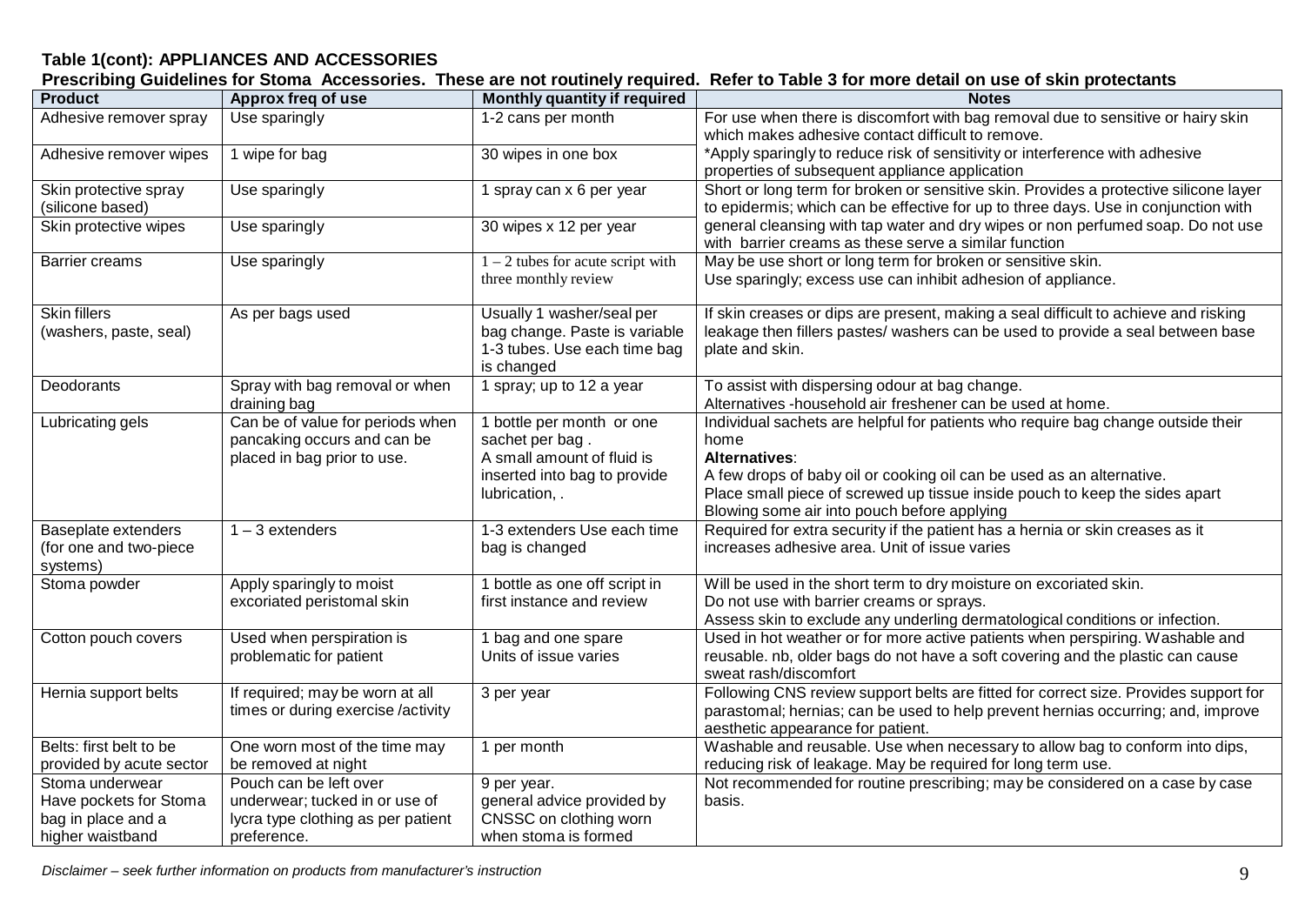**Table 1(cont): APPLIANCES AND ACCESSORIES**

**Prescribing Guidelines for Stoma Accessories. These are not routinely required. Refer to Table 3 for more detail on use of skin protectants**

| Product | Approx freq of use | Monthly quantity if required | Notes |
|---|---|---|---|
| Adhesive remover spray | Use sparingly | 1-2 cans per month | For use when there is discomfort with bag removal due to sensitive or hairy skin which makes adhesive contact difficult to remove. *Apply sparingly to reduce risk of sensitivity or interference with adhesive properties of subsequent appliance application |
| Adhesive remover wipes | 1 wipe for bag | 30 wipes in one box | |
| Skin protective spray (silicone based) | Use sparingly | 1 spray can x 6 per year | Short or long term for broken or sensitive skin. Provides a protective silicone layer to epidermis; which can be effective for up to three days. Use in conjunction with general cleansing with tap water and dry wipes or non perfumed soap. Do not use with barrier creams as these serve a similar function |
| Skin protective wipes | Use sparingly | 30 wipes x 12 per year | |
| Barrier creams | Use sparingly | 1 – 2 tubes for acute script with three monthly review | May be use short or long term for broken or sensitive skin. Use sparingly; excess use can inhibit adhesion of appliance. |
| Skin fillers (washers, paste, seal) | As per bags used | Usually 1 washer/seal per bag change. Paste is variable 1-3 tubes. Use each time bag is changed | If skin creases or dips are present, making a seal difficult to achieve and risking leakage then fillers pastes/ washers can be used to provide a seal between base plate and skin. |
| Deodorants | Spray with bag removal or when draining bag | 1 spray; up to 12 a year | To assist with dispersing odour at bag change. Alternatives -household air freshener can be used at home. |
| Lubricating gels | Can be of value for periods when pancaking occurs and can be placed in bag prior to use. | 1 bottle per month or one sachet per bag . A small amount of fluid is inserted into bag to provide lubrication, . | Individual sachets are helpful for patients who require bag change outside their home **Alternatives**: A few drops of baby oil or cooking oil can be used as an alternative. Place small piece of screwed up tissue inside pouch to keep the sides apart Blowing some air into pouch before applying |
| Baseplate extenders (for one and two-piece systems) | 1 – 3 extenders | 1-3 extenders Use each time bag is changed | Required for extra security if the patient has a hernia or skin creases as it increases adhesive area. Unit of issue varies |
| Stoma powder | Apply sparingly to moist excoriated peristomal skin | 1 bottle as one off script in first instance and review | Will be used in the short term to dry moisture on excoriated skin. Do not use with barrier creams or sprays. Assess skin to exclude any underling dermatological conditions or infection. |
| Cotton pouch covers | Used when perspiration is problematic for patient | 1 bag and one spare Units of issue varies | Used in hot weather or for more active patients when perspiring. Washable and reusable. nb, older bags do not have a soft covering and the plastic can cause sweat rash/discomfort |
| Hernia support belts | If required; may be worn at all times or during exercise /activity | 3 per year | Following CNS review support belts are fitted for correct size. Provides support for parastomal; hernias; can be used to help prevent hernias occurring; and, improve aesthetic appearance for patient. |
| Belts: first belt to be provided by acute sector | One worn most of the time may be removed at night | 1 per month | Washable and reusable. Use when necessary to allow bag to conform into dips, reducing risk of leakage. May be required for long term use. |
| Stoma underwear Have pockets for Stoma bag in place and a higher waistband | Pouch can be left over underwear; tucked in or use of lycra type clothing as per patient preference. | 9 per year. general advice provided by CNSSC on clothing worn when stoma is formed | Not recommended for routine prescribing; may be considered on a case by case basis. |

*Disclaimer – seek further information on products from manufacturer's instruction*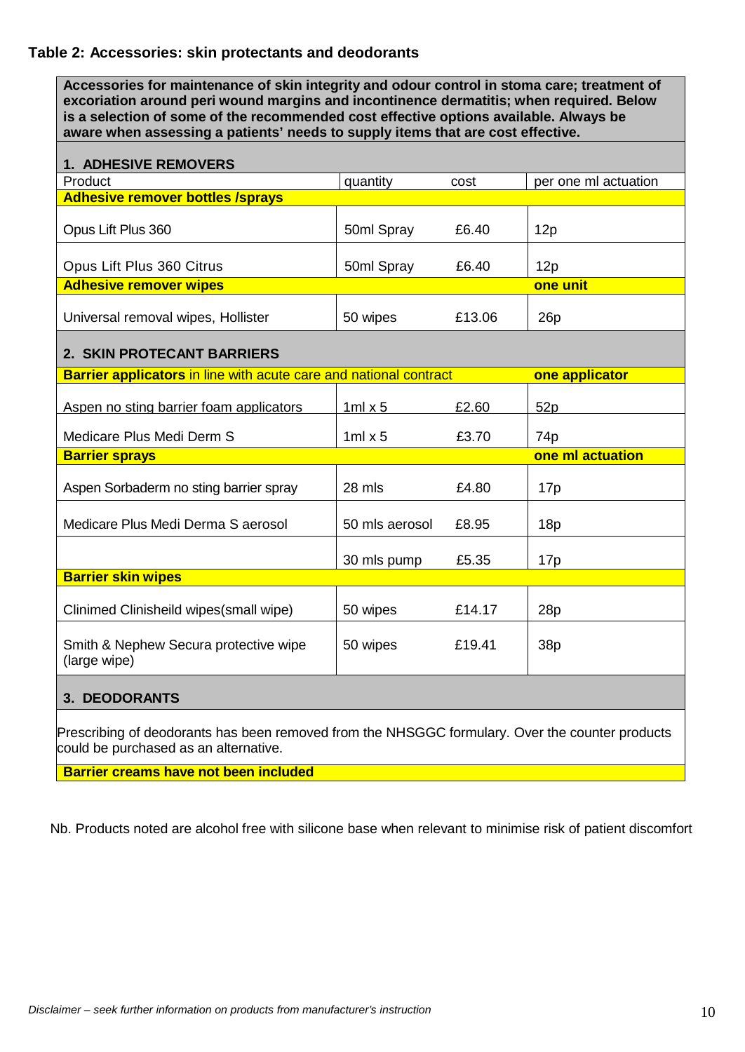## Table 2: Accessories: skin protectants and deodorants

| **Accessories for maintenance of skin integrity and odour control in stoma care; treatment of excoriation around peri wound margins and incontinence dermatitis; when required. Below is a selection of some of the recommended cost effective options available. Always be aware when assessing a patients' needs to supply items that are cost effective.** | | | |
|---|---|---|---|
| **1. ADHESIVE REMOVERS** | | | |
| Product | quantity | cost | per one ml actuation |
| **Adhesive remover bottles /sprays** | | | |
| Opus Lift Plus 360 | 50ml Spray | £6.40 | 12p |
| Opus Lift Plus 360 Citrus | 50ml Spray | £6.40 | 12p |
| **Adhesive remover wipes** | | | **one unit** |
| Universal removal wipes, Hollister | 50 wipes | £13.06 | 26p |
| **2. SKIN PROTECANT BARRIERS** | | | |
| **Barrier applicators** in line with acute care and national contract | | | **one applicator** |
| Aspen no sting barrier foam applicators | 1ml x 5 | £2.60 | 52p |
| Medicare Plus Medi Derm S | 1ml x 5 | £3.70 | 74p |
| **Barrier sprays** | | | **one ml actuation** |
| Aspen Sorbaderm no sting barrier spray | 28 mls | £4.80 | 17p |
| Medicare Plus Medi Derma S aerosol | 50 mls aerosol | £8.95 | 18p |
| | 30 mls pump | £5.35 | 17p |
| **Barrier skin wipes** | | | |
| Clinimed Clinisheild wipes(small wipe) | 50 wipes | £14.17 | 28p |
| Smith & Nephew Secura protective wipe (large wipe) | 50 wipes | £19.41 | 38p |
| **3. DEODORANTS** | | | |
| Prescribing of deodorants has been removed from the NHSGGC formulary. Over the counter products could be purchased as an alternative. | | | |
| **Barrier creams have not been included** | | | |

Nb. Products noted are alcohol free with silicone base when relevant to minimise risk of patient discomfort

*Disclaimer – seek further information on products from manufacturer's instruction*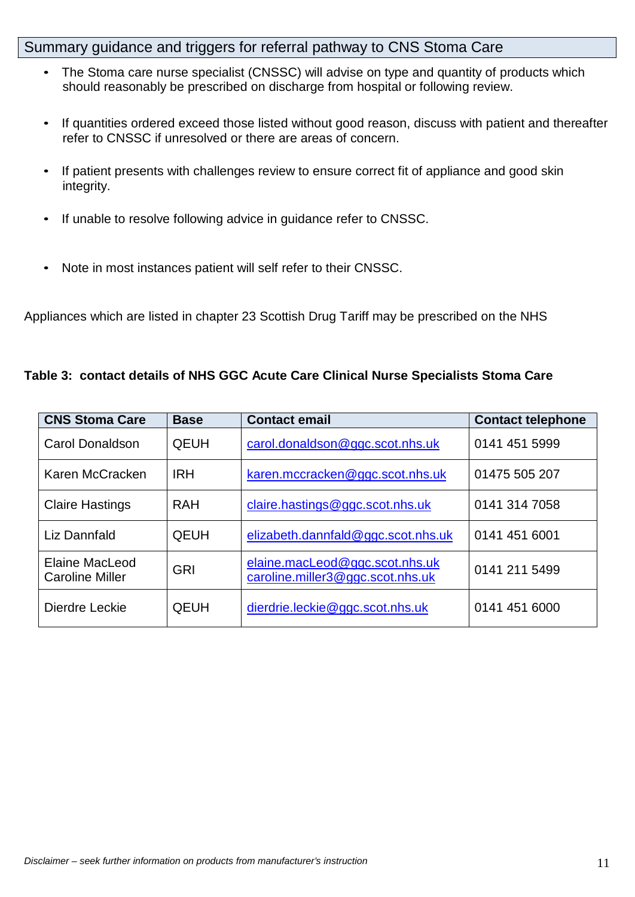## Summary guidance and triggers for referral pathway to CNS Stoma Care

- The Stoma care nurse specialist (CNSSC) will advise on type and quantity of products which should reasonably be prescribed on discharge from hospital or following review.
- If quantities ordered exceed those listed without good reason, discuss with patient and thereafter refer to CNSSC if unresolved or there are areas of concern.
- If patient presents with challenges review to ensure correct fit of appliance and good skin integrity.
- If unable to resolve following advice in guidance refer to CNSSC.
- Note in most instances patient will self refer to their CNSSC.

Appliances which are listed in chapter 23 Scottish Drug Tariff may be prescribed on the NHS

**Table 3: contact details of NHS GGC Acute Care Clinical Nurse Specialists Stoma Care**

| CNS Stoma Care | Base | Contact email | Contact telephone |
|---|---|---|---|
| Carol Donaldson | QEUH | carol.donaldson@ggc.scot.nhs.uk | 0141 451 5999 |
| Karen McCracken | IRH | karen.mccracken@ggc.scot.nhs.uk | 01475 505 207 |
| Claire Hastings | RAH | claire.hastings@ggc.scot.nhs.uk | 0141 314 7058 |
| Liz Dannfald | QEUH | elizabeth.dannfald@ggc.scot.nhs.uk | 0141 451 6001 |
| Elaine MacLeod<br>Caroline Miller | GRI | elaine.macLeod@ggc.scot.nhs.uk<br>caroline.miller3@ggc.scot.nhs.uk | 0141 211 5499 |
| Dierdre Leckie | QEUH | dierdrie.leckie@ggc.scot.nhs.uk | 0141 451 6000 |

*Disclaimer – seek further information on products from manufacturer's instruction*